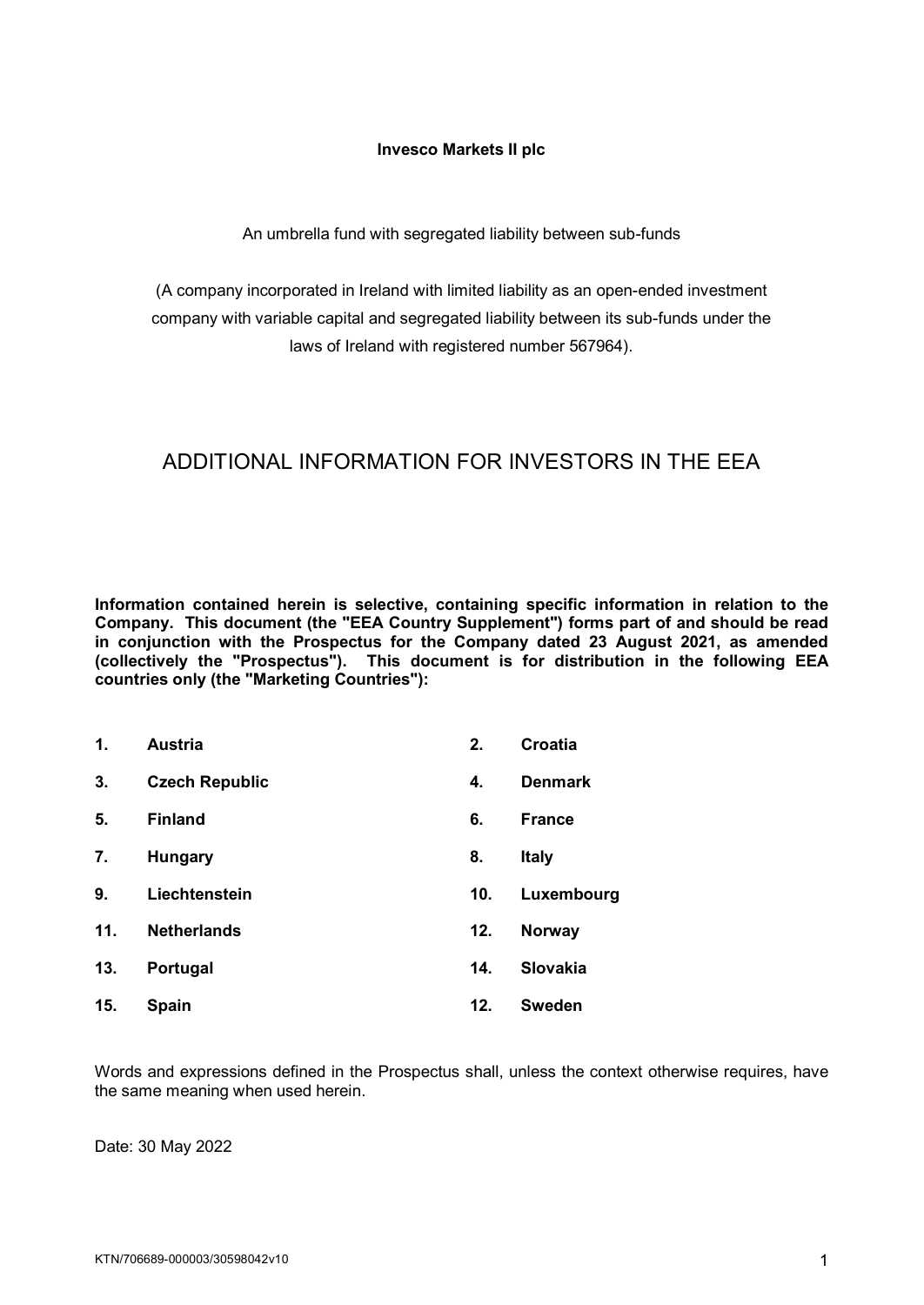**Invesco Markets II plc**

An umbrella fund with segregated liability between sub-funds

(A company incorporated in Ireland with limited liability as an open-ended investment company with variable capital and segregated liability between its sub-funds under the laws of Ireland with registered number 567964).

# ADDITIONAL INFORMATION FOR INVESTORS IN THE EEA

**Information contained herein is selective, containing specific information in relation to the Company. This document (the "EEA Country Supplement") forms part of and should be read in conjunction with the Prospectus for the Company dated 23 August 2021, as amended (collectively the "Prospectus"). This document is for distribution in the following EEA countries only (the "Marketing Countries"):**

| | | | |
|---|---|---|---|
| **1.** | **Austria** | **2.** | **Croatia** |
| **3.** | **Czech Republic** | **4.** | **Denmark** |
| **5.** | **Finland** | **6.** | **France** |
| **7.** | **Hungary** | **8.** | **Italy** |
| **9.** | **Liechtenstein** | **10.** | **Luxembourg** |
| **11.** | **Netherlands** | **12.** | **Norway** |
| **13.** | **Portugal** | **14.** | **Slovakia** |
| **15.** | **Spain** | **12.** | **Sweden** |

Words and expressions defined in the Prospectus shall, unless the context otherwise requires, have the same meaning when used herein.

Date: 30 May 2022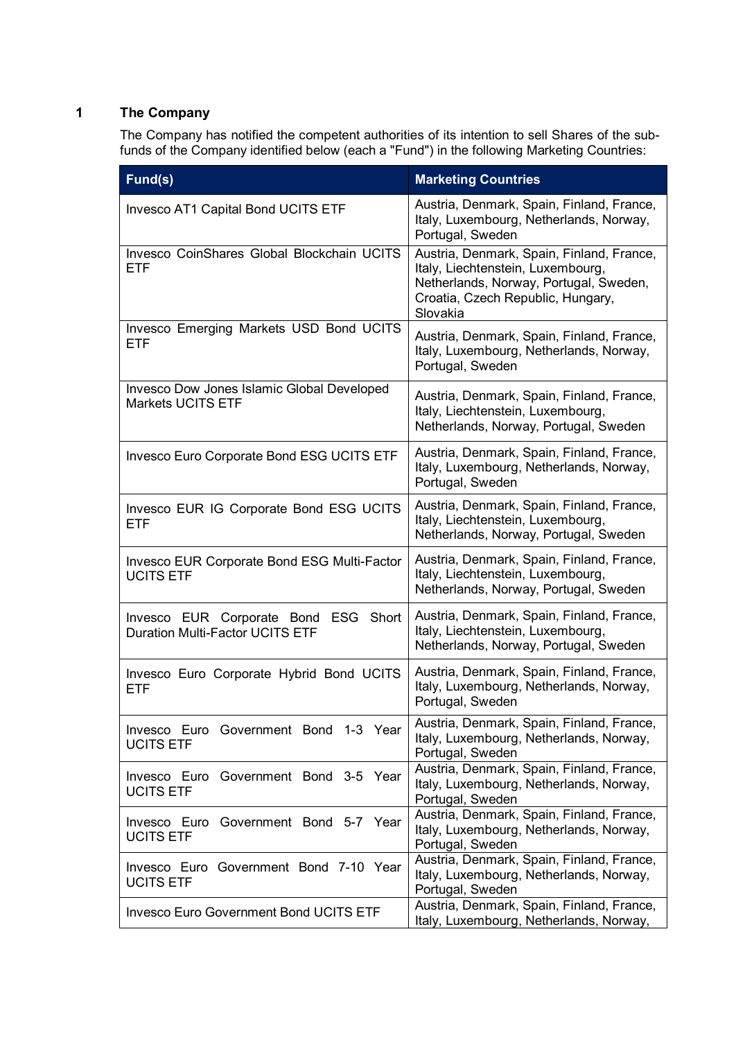## 1 The Company

The Company has notified the competent authorities of its intention to sell Shares of the sub-funds of the Company identified below (each a "Fund") in the following Marketing Countries:

| Fund(s) | Marketing Countries |
|---|---|
| Invesco AT1 Capital Bond UCITS ETF | Austria, Denmark, Spain, Finland, France, Italy, Luxembourg, Netherlands, Norway, Portugal, Sweden |
| Invesco CoinShares Global Blockchain UCITS ETF | Austria, Denmark, Spain, Finland, France, Italy, Liechtenstein, Luxembourg, Netherlands, Norway, Portugal, Sweden, Croatia, Czech Republic, Hungary, Slovakia |
| Invesco Emerging Markets USD Bond UCITS ETF | Austria, Denmark, Spain, Finland, France, Italy, Luxembourg, Netherlands, Norway, Portugal, Sweden |
| Invesco Dow Jones Islamic Global Developed Markets UCITS ETF | Austria, Denmark, Spain, Finland, France, Italy, Liechtenstein, Luxembourg, Netherlands, Norway, Portugal, Sweden |
| Invesco Euro Corporate Bond ESG UCITS ETF | Austria, Denmark, Spain, Finland, France, Italy, Luxembourg, Netherlands, Norway, Portugal, Sweden |
| Invesco EUR IG Corporate Bond ESG UCITS ETF | Austria, Denmark, Spain, Finland, France, Italy, Liechtenstein, Luxembourg, Netherlands, Norway, Portugal, Sweden |
| Invesco EUR Corporate Bond ESG Multi-Factor UCITS ETF | Austria, Denmark, Spain, Finland, France, Italy, Liechtenstein, Luxembourg, Netherlands, Norway, Portugal, Sweden |
| Invesco EUR Corporate Bond ESG Short Duration Multi-Factor UCITS ETF | Austria, Denmark, Spain, Finland, France, Italy, Liechtenstein, Luxembourg, Netherlands, Norway, Portugal, Sweden |
| Invesco Euro Corporate Hybrid Bond UCITS ETF | Austria, Denmark, Spain, Finland, France, Italy, Luxembourg, Netherlands, Norway, Portugal, Sweden |
| Invesco Euro Government Bond 1-3 Year UCITS ETF | Austria, Denmark, Spain, Finland, France, Italy, Luxembourg, Netherlands, Norway, Portugal, Sweden |
| Invesco Euro Government Bond 3-5 Year UCITS ETF | Austria, Denmark, Spain, Finland, France, Italy, Luxembourg, Netherlands, Norway, Portugal, Sweden |
| Invesco Euro Government Bond 5-7 Year UCITS ETF | Austria, Denmark, Spain, Finland, France, Italy, Luxembourg, Netherlands, Norway, Portugal, Sweden |
| Invesco Euro Government Bond 7-10 Year UCITS ETF | Austria, Denmark, Spain, Finland, France, Italy, Luxembourg, Netherlands, Norway, Portugal, Sweden |
| Invesco Euro Government Bond UCITS ETF | Austria, Denmark, Spain, Finland, France, Italy, Luxembourg, Netherlands, Norway, |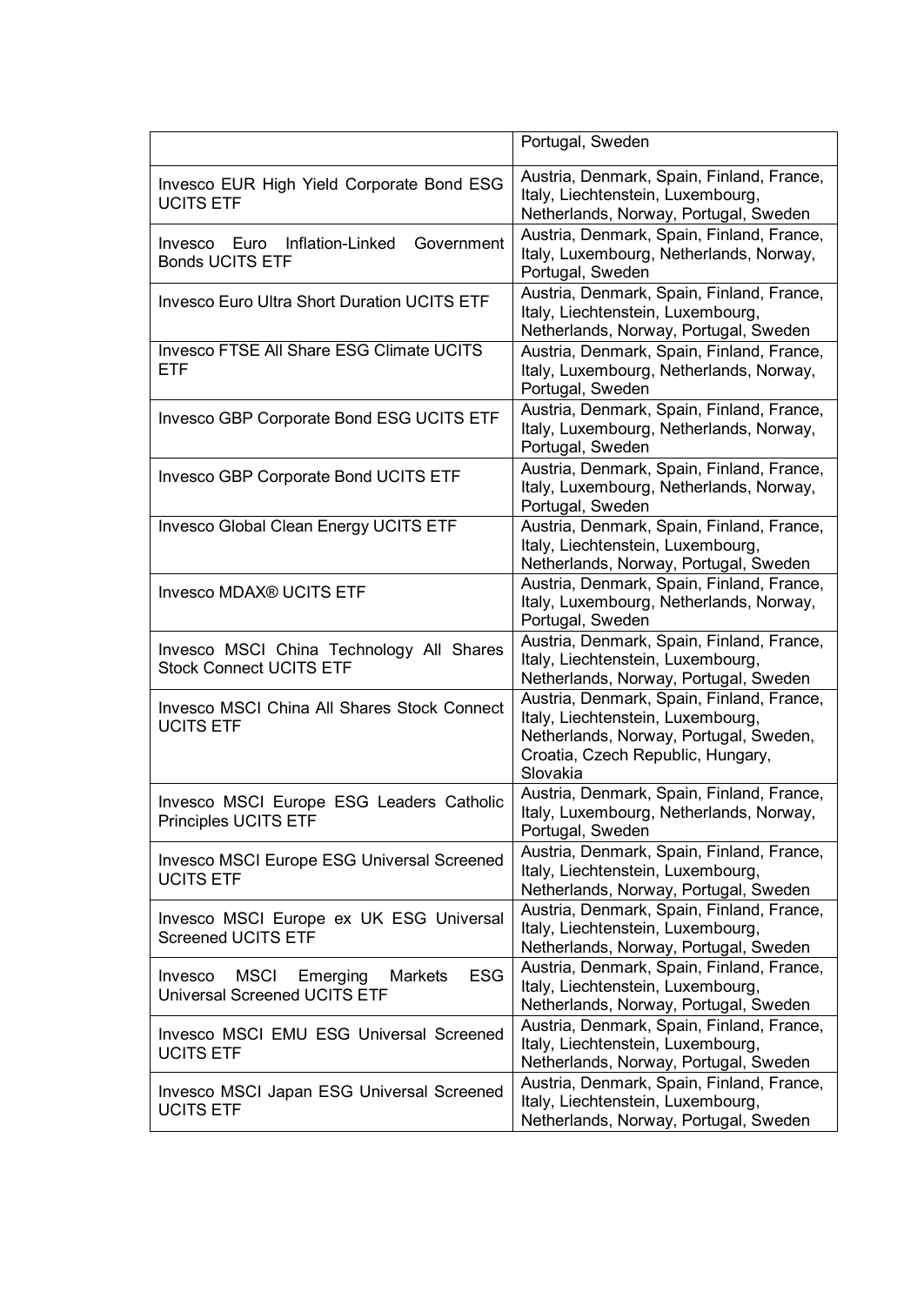| | |
|---|---|
| | Portugal, Sweden |
| Invesco EUR High Yield Corporate Bond ESG UCITS ETF | Austria, Denmark, Spain, Finland, France, Italy, Liechtenstein, Luxembourg, Netherlands, Norway, Portugal, Sweden |
| Invesco Euro Inflation-Linked Government Bonds UCITS ETF | Austria, Denmark, Spain, Finland, France, Italy, Luxembourg, Netherlands, Norway, Portugal, Sweden |
| Invesco Euro Ultra Short Duration UCITS ETF | Austria, Denmark, Spain, Finland, France, Italy, Liechtenstein, Luxembourg, Netherlands, Norway, Portugal, Sweden |
| Invesco FTSE All Share ESG Climate UCITS ETF | Austria, Denmark, Spain, Finland, France, Italy, Luxembourg, Netherlands, Norway, Portugal, Sweden |
| Invesco GBP Corporate Bond ESG UCITS ETF | Austria, Denmark, Spain, Finland, France, Italy, Luxembourg, Netherlands, Norway, Portugal, Sweden |
| Invesco GBP Corporate Bond UCITS ETF | Austria, Denmark, Spain, Finland, France, Italy, Luxembourg, Netherlands, Norway, Portugal, Sweden |
| Invesco Global Clean Energy UCITS ETF | Austria, Denmark, Spain, Finland, France, Italy, Liechtenstein, Luxembourg, Netherlands, Norway, Portugal, Sweden |
| Invesco MDAX® UCITS ETF | Austria, Denmark, Spain, Finland, France, Italy, Luxembourg, Netherlands, Norway, Portugal, Sweden |
| Invesco MSCI China Technology All Shares Stock Connect UCITS ETF | Austria, Denmark, Spain, Finland, France, Italy, Liechtenstein, Luxembourg, Netherlands, Norway, Portugal, Sweden |
| Invesco MSCI China All Shares Stock Connect UCITS ETF | Austria, Denmark, Spain, Finland, France, Italy, Liechtenstein, Luxembourg, Netherlands, Norway, Portugal, Sweden, Croatia, Czech Republic, Hungary, Slovakia |
| Invesco MSCI Europe ESG Leaders Catholic Principles UCITS ETF | Austria, Denmark, Spain, Finland, France, Italy, Luxembourg, Netherlands, Norway, Portugal, Sweden |
| Invesco MSCI Europe ESG Universal Screened UCITS ETF | Austria, Denmark, Spain, Finland, France, Italy, Liechtenstein, Luxembourg, Netherlands, Norway, Portugal, Sweden |
| Invesco MSCI Europe ex UK ESG Universal Screened UCITS ETF | Austria, Denmark, Spain, Finland, France, Italy, Liechtenstein, Luxembourg, Netherlands, Norway, Portugal, Sweden |
| Invesco MSCI Emerging Markets ESG Universal Screened UCITS ETF | Austria, Denmark, Spain, Finland, France, Italy, Liechtenstein, Luxembourg, Netherlands, Norway, Portugal, Sweden |
| Invesco MSCI EMU ESG Universal Screened UCITS ETF | Austria, Denmark, Spain, Finland, France, Italy, Liechtenstein, Luxembourg, Netherlands, Norway, Portugal, Sweden |
| Invesco MSCI Japan ESG Universal Screened UCITS ETF | Austria, Denmark, Spain, Finland, France, Italy, Liechtenstein, Luxembourg, Netherlands, Norway, Portugal, Sweden |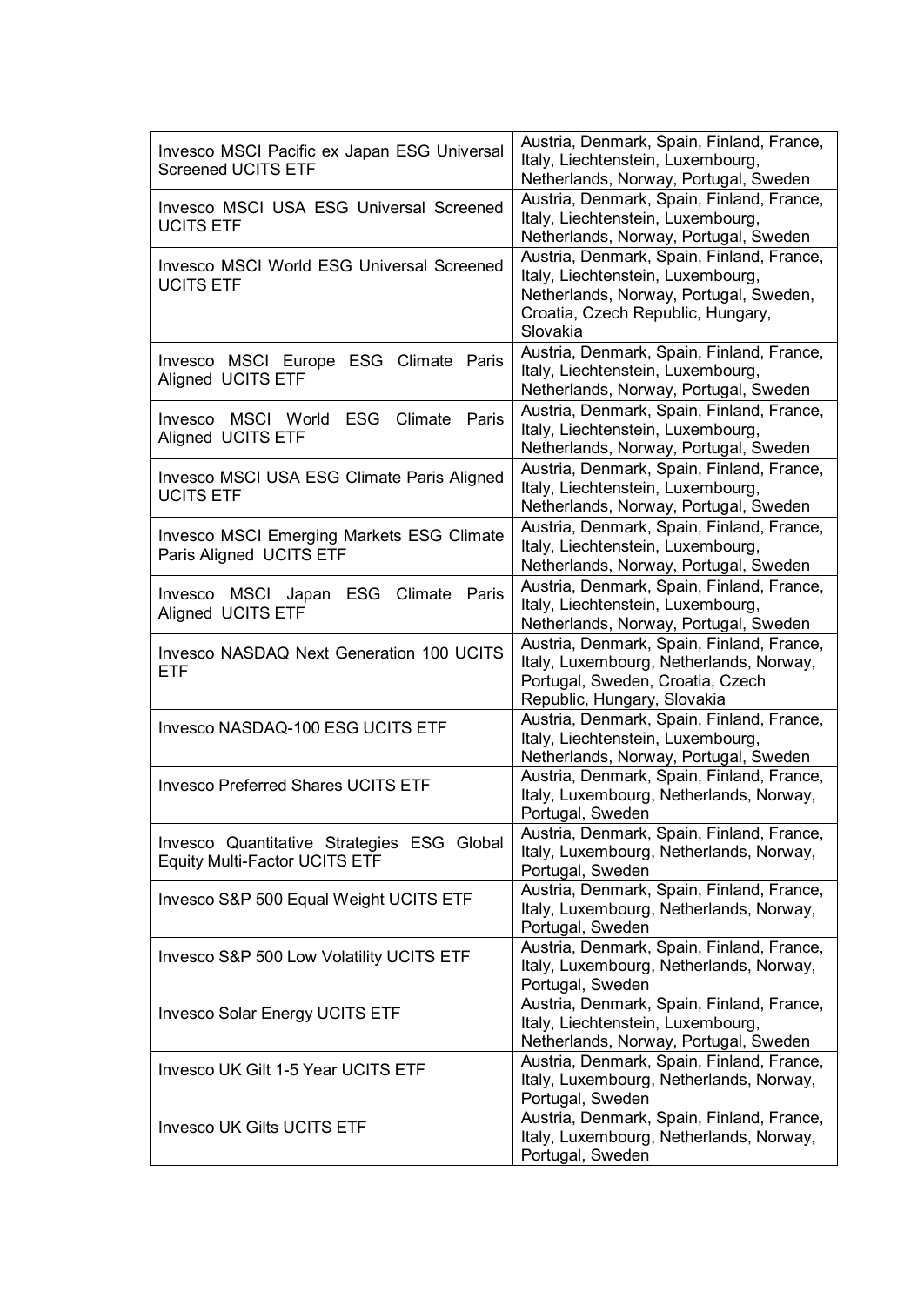| | |
|---|---|
| Invesco MSCI Pacific ex Japan ESG Universal Screened UCITS ETF | Austria, Denmark, Spain, Finland, France, Italy, Liechtenstein, Luxembourg, Netherlands, Norway, Portugal, Sweden |
| Invesco MSCI USA ESG Universal Screened UCITS ETF | Austria, Denmark, Spain, Finland, France, Italy, Liechtenstein, Luxembourg, Netherlands, Norway, Portugal, Sweden |
| Invesco MSCI World ESG Universal Screened UCITS ETF | Austria, Denmark, Spain, Finland, France, Italy, Liechtenstein, Luxembourg, Netherlands, Norway, Portugal, Sweden, Croatia, Czech Republic, Hungary, Slovakia |
| Invesco MSCI Europe ESG Climate Paris Aligned UCITS ETF | Austria, Denmark, Spain, Finland, France, Italy, Liechtenstein, Luxembourg, Netherlands, Norway, Portugal, Sweden |
| Invesco MSCI World ESG Climate Paris Aligned UCITS ETF | Austria, Denmark, Spain, Finland, France, Italy, Liechtenstein, Luxembourg, Netherlands, Norway, Portugal, Sweden |
| Invesco MSCI USA ESG Climate Paris Aligned UCITS ETF | Austria, Denmark, Spain, Finland, France, Italy, Liechtenstein, Luxembourg, Netherlands, Norway, Portugal, Sweden |
| Invesco MSCI Emerging Markets ESG Climate Paris Aligned UCITS ETF | Austria, Denmark, Spain, Finland, France, Italy, Liechtenstein, Luxembourg, Netherlands, Norway, Portugal, Sweden |
| Invesco MSCI Japan ESG Climate Paris Aligned UCITS ETF | Austria, Denmark, Spain, Finland, France, Italy, Liechtenstein, Luxembourg, Netherlands, Norway, Portugal, Sweden |
| Invesco NASDAQ Next Generation 100 UCITS ETF | Austria, Denmark, Spain, Finland, France, Italy, Luxembourg, Netherlands, Norway, Portugal, Sweden, Croatia, Czech Republic, Hungary, Slovakia |
| Invesco NASDAQ-100 ESG UCITS ETF | Austria, Denmark, Spain, Finland, France, Italy, Liechtenstein, Luxembourg, Netherlands, Norway, Portugal, Sweden |
| Invesco Preferred Shares UCITS ETF | Austria, Denmark, Spain, Finland, France, Italy, Luxembourg, Netherlands, Norway, Portugal, Sweden |
| Invesco Quantitative Strategies ESG Global Equity Multi-Factor UCITS ETF | Austria, Denmark, Spain, Finland, France, Italy, Luxembourg, Netherlands, Norway, Portugal, Sweden |
| Invesco S&P 500 Equal Weight UCITS ETF | Austria, Denmark, Spain, Finland, France, Italy, Luxembourg, Netherlands, Norway, Portugal, Sweden |
| Invesco S&P 500 Low Volatility UCITS ETF | Austria, Denmark, Spain, Finland, France, Italy, Luxembourg, Netherlands, Norway, Portugal, Sweden |
| Invesco Solar Energy UCITS ETF | Austria, Denmark, Spain, Finland, France, Italy, Liechtenstein, Luxembourg, Netherlands, Norway, Portugal, Sweden |
| Invesco UK Gilt 1-5 Year UCITS ETF | Austria, Denmark, Spain, Finland, France, Italy, Luxembourg, Netherlands, Norway, Portugal, Sweden |
| Invesco UK Gilts UCITS ETF | Austria, Denmark, Spain, Finland, France, Italy, Luxembourg, Netherlands, Norway, Portugal, Sweden |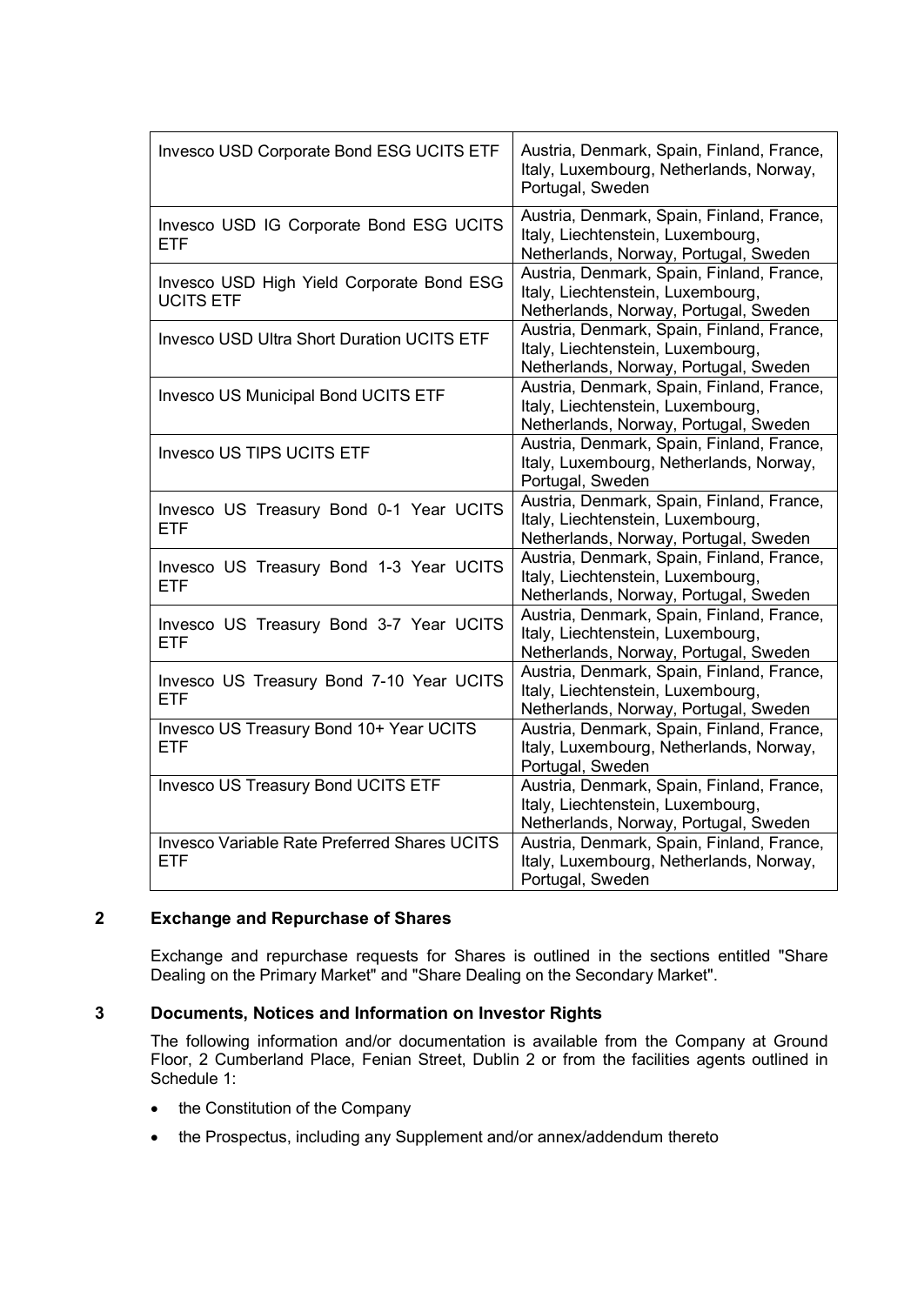| | |
|---|---|
| Invesco USD Corporate Bond ESG UCITS ETF | Austria, Denmark, Spain, Finland, France, Italy, Luxembourg, Netherlands, Norway, Portugal, Sweden |
| Invesco USD IG Corporate Bond ESG UCITS ETF | Austria, Denmark, Spain, Finland, France, Italy, Liechtenstein, Luxembourg, Netherlands, Norway, Portugal, Sweden |
| Invesco USD High Yield Corporate Bond ESG UCITS ETF | Austria, Denmark, Spain, Finland, France, Italy, Liechtenstein, Luxembourg, Netherlands, Norway, Portugal, Sweden |
| Invesco USD Ultra Short Duration UCITS ETF | Austria, Denmark, Spain, Finland, France, Italy, Liechtenstein, Luxembourg, Netherlands, Norway, Portugal, Sweden |
| Invesco US Municipal Bond UCITS ETF | Austria, Denmark, Spain, Finland, France, Italy, Liechtenstein, Luxembourg, Netherlands, Norway, Portugal, Sweden |
| Invesco US TIPS UCITS ETF | Austria, Denmark, Spain, Finland, France, Italy, Luxembourg, Netherlands, Norway, Portugal, Sweden |
| Invesco US Treasury Bond 0-1 Year UCITS ETF | Austria, Denmark, Spain, Finland, France, Italy, Liechtenstein, Luxembourg, Netherlands, Norway, Portugal, Sweden |
| Invesco US Treasury Bond 1-3 Year UCITS ETF | Austria, Denmark, Spain, Finland, France, Italy, Liechtenstein, Luxembourg, Netherlands, Norway, Portugal, Sweden |
| Invesco US Treasury Bond 3-7 Year UCITS ETF | Austria, Denmark, Spain, Finland, France, Italy, Liechtenstein, Luxembourg, Netherlands, Norway, Portugal, Sweden |
| Invesco US Treasury Bond 7-10 Year UCITS ETF | Austria, Denmark, Spain, Finland, France, Italy, Liechtenstein, Luxembourg, Netherlands, Norway, Portugal, Sweden |
| Invesco US Treasury Bond 10+ Year UCITS ETF | Austria, Denmark, Spain, Finland, France, Italy, Luxembourg, Netherlands, Norway, Portugal, Sweden |
| Invesco US Treasury Bond UCITS ETF | Austria, Denmark, Spain, Finland, France, Italy, Liechtenstein, Luxembourg, Netherlands, Norway, Portugal, Sweden |
| Invesco Variable Rate Preferred Shares UCITS ETF | Austria, Denmark, Spain, Finland, France, Italy, Luxembourg, Netherlands, Norway, Portugal, Sweden |

## 2 Exchange and Repurchase of Shares

Exchange and repurchase requests for Shares is outlined in the sections entitled "Share Dealing on the Primary Market" and "Share Dealing on the Secondary Market".

## 3 Documents, Notices and Information on Investor Rights

The following information and/or documentation is available from the Company at Ground Floor, 2 Cumberland Place, Fenian Street, Dublin 2 or from the facilities agents outlined in Schedule 1:

- the Constitution of the Company
- the Prospectus, including any Supplement and/or annex/addendum thereto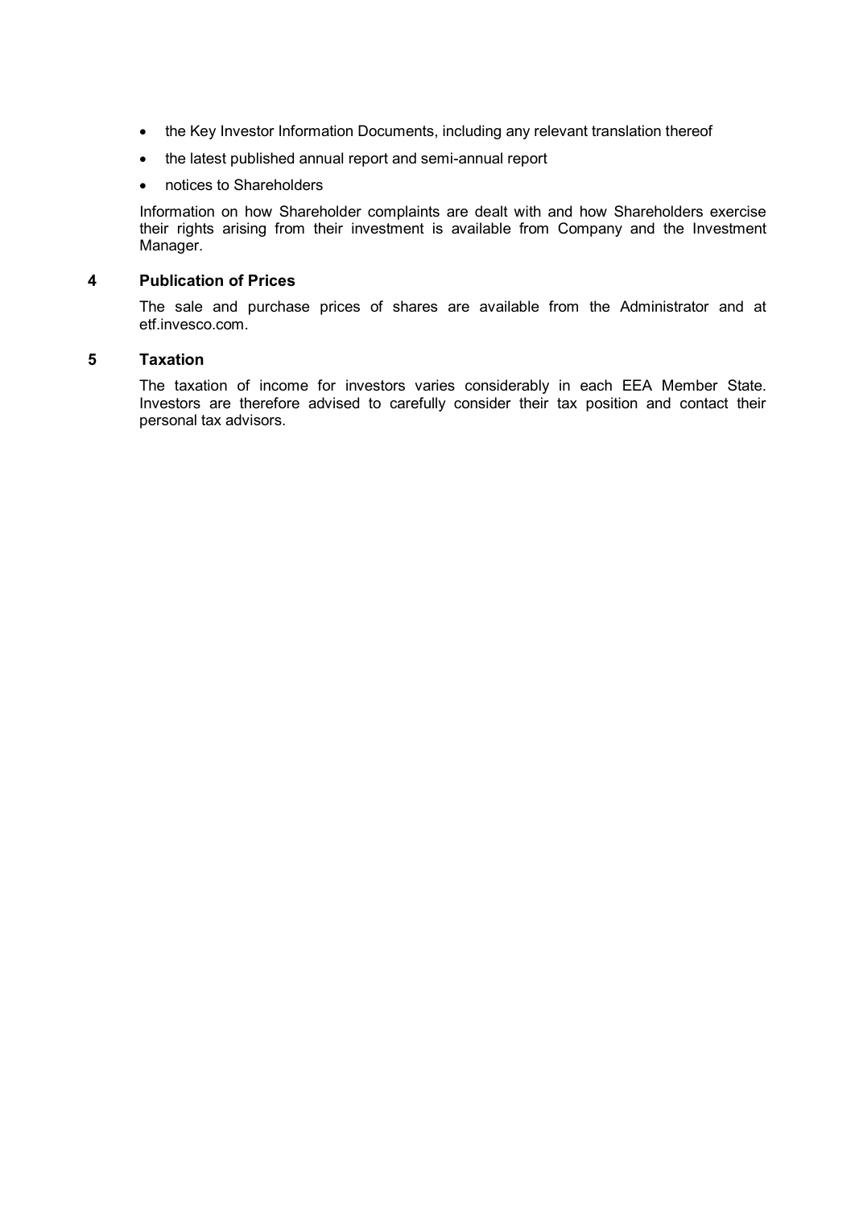- the Key Investor Information Documents, including any relevant translation thereof
- the latest published annual report and semi-annual report
- notices to Shareholders

Information on how Shareholder complaints are dealt with and how Shareholders exercise their rights arising from their investment is available from Company and the Investment Manager.

## 4 Publication of Prices

The sale and purchase prices of shares are available from the Administrator and at etf.invesco.com.

## 5 Taxation

The taxation of income for investors varies considerably in each EEA Member State. Investors are therefore advised to carefully consider their tax position and contact their personal tax advisors.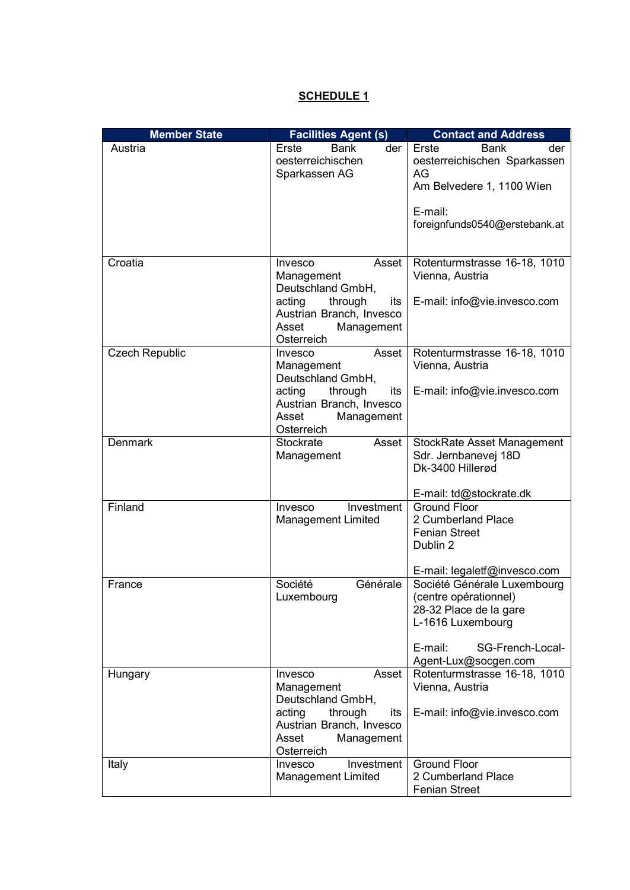# SCHEDULE 1

| Member State | Facilities Agent (s) | Contact and Address |
|---|---|---|
| Austria | Erste Bank der oesterreichischen Sparkassen AG | Erste Bank der oesterreichischen Sparkassen AG<br>Am Belvedere 1, 1100 Wien<br><br>E-mail: foreignfunds0540@erstebank.at |
| Croatia | Invesco Asset Management Deutschland GmbH, acting through its Austrian Branch, Invesco Asset Management Osterreich | Rotenturmstrasse 16-18, 1010 Vienna, Austria<br><br>E-mail: info@vie.invesco.com |
| Czech Republic | Invesco Asset Management Deutschland GmbH, acting through its Austrian Branch, Invesco Asset Management Osterreich | Rotenturmstrasse 16-18, 1010 Vienna, Austria<br><br>E-mail: info@vie.invesco.com |
| Denmark | Stockrate Asset Management | StockRate Asset Management<br>Sdr. Jernbanevej 18D<br>Dk-3400 Hillerød<br><br>E-mail: td@stockrate.dk |
| Finland | Invesco Investment Management Limited | Ground Floor<br>2 Cumberland Place<br>Fenian Street<br>Dublin 2<br><br>E-mail: legaletf@invesco.com |
| France | Société Générale Luxembourg | Société Générale Luxembourg (centre opérationnel)<br>28-32 Place de la gare<br>L-1616 Luxembourg<br><br>E-mail: SG-French-Local-Agent-Lux@socgen.com |
| Hungary | Invesco Asset Management Deutschland GmbH, acting through its Austrian Branch, Invesco Asset Management Osterreich | Rotenturmstrasse 16-18, 1010 Vienna, Austria<br><br>E-mail: info@vie.invesco.com |
| Italy | Invesco Investment Management Limited | Ground Floor<br>2 Cumberland Place<br>Fenian Street |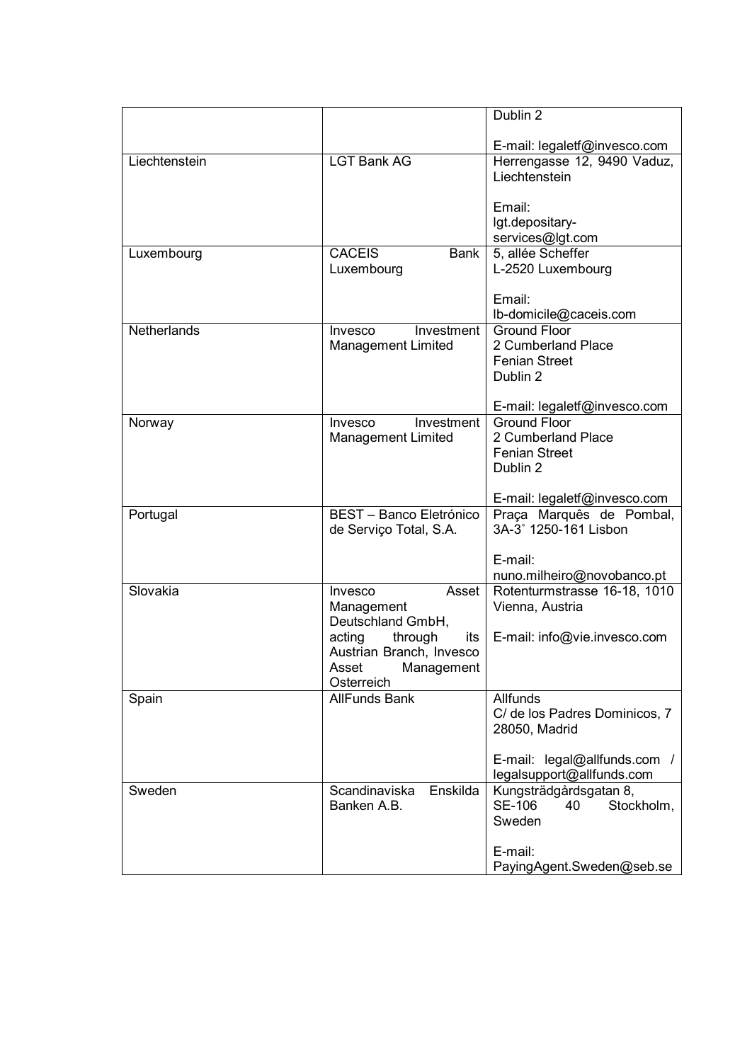| | | |
|---|---|---|
| | | Dublin 2<br><br>E-mail: legaletf@invesco.com |
| Liechtenstein | LGT Bank AG | Herrengasse 12, 9490 Vaduz, Liechtenstein<br><br>Email:<br>lgt.depositary-services@lgt.com |
| Luxembourg | CACEIS Bank Luxembourg | 5, allée Scheffer<br>L-2520 Luxembourg<br><br>Email:<br>lb-domicile@caceis.com |
| Netherlands | Invesco Investment Management Limited | Ground Floor<br>2 Cumberland Place<br>Fenian Street<br>Dublin 2<br><br>E-mail: legaletf@invesco.com |
| Norway | Invesco Investment Management Limited | Ground Floor<br>2 Cumberland Place<br>Fenian Street<br>Dublin 2<br><br>E-mail: legaletf@invesco.com |
| Portugal | BEST – Banco Eletrónico de Serviço Total, S.A. | Praça Marquês de Pombal, 3A-3˚ 1250-161 Lisbon<br><br>E-mail:<br>nuno.milheiro@novobanco.pt |
| Slovakia | Invesco Asset Management Deutschland GmbH, acting through its Austrian Branch, Invesco Asset Management Osterreich | Rotenturmstrasse 16-18, 1010 Vienna, Austria<br><br>E-mail: info@vie.invesco.com |
| Spain | AllFunds Bank | Allfunds<br>C/ de los Padres Dominicos, 7<br>28050, Madrid<br><br>E-mail: legal@allfunds.com / legalsupport@allfunds.com |
| Sweden | Scandinaviska Enskilda Banken A.B. | Kungsträdgårdsgatan 8,<br>SE-106 40 Stockholm, Sweden<br><br>E-mail:<br>PayingAgent.Sweden@seb.se |